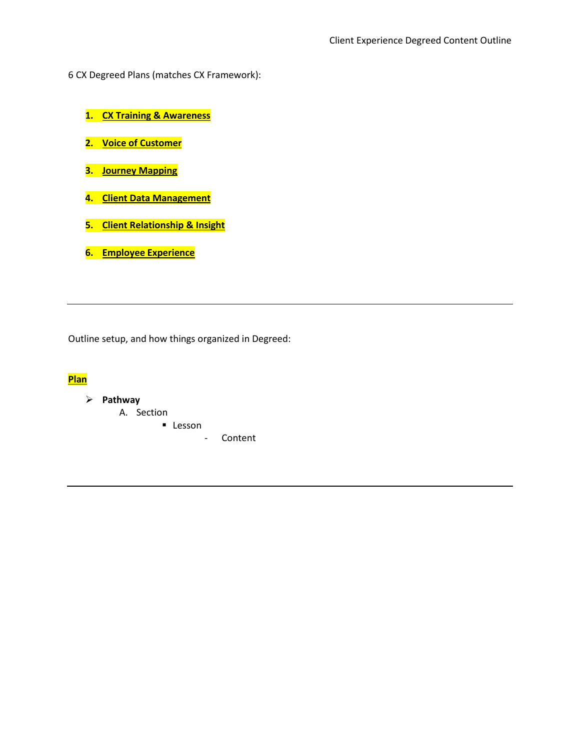6 CX Degreed Plans (matches CX Framework):

1. **CX Training & Awareness**
2. **Voice of Customer**
3. **Journey Mapping**
4. **Client Data Management**
5. **Client Relationship & Insight**
6. **Employee Experience**

---

Outline setup, and how things organized in Degreed:

**Plan**

- **Pathway**
  - A. Section
    - Lesson
      - Content

---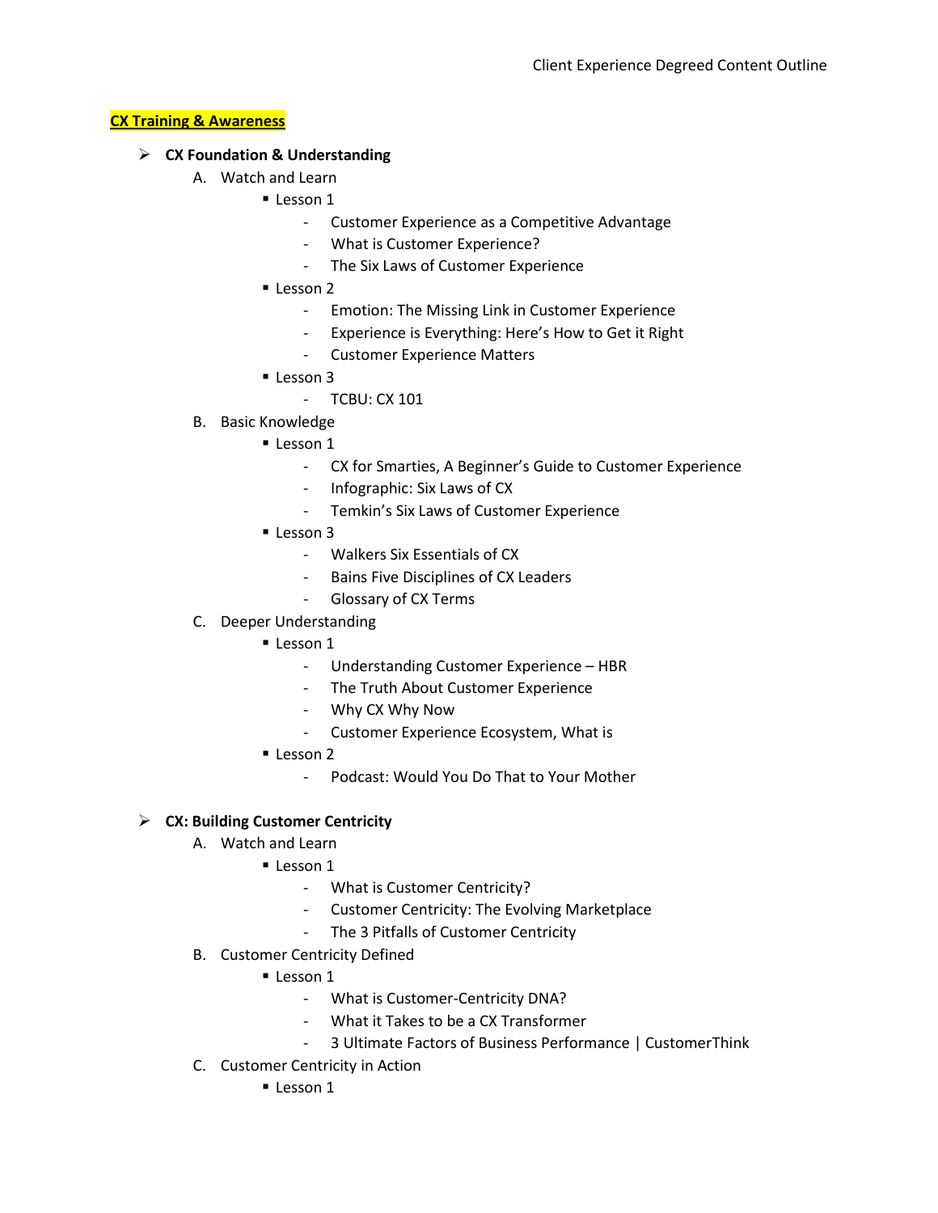**CX Training & Awareness**

- **CX Foundation & Understanding**
  - A. Watch and Learn
    - Lesson 1
      - Customer Experience as a Competitive Advantage
      - What is Customer Experience?
      - The Six Laws of Customer Experience
    - Lesson 2
      - Emotion: The Missing Link in Customer Experience
      - Experience is Everything: Here's How to Get it Right
      - Customer Experience Matters
    - Lesson 3
      - TCBU: CX 101
  - B. Basic Knowledge
    - Lesson 1
      - CX for Smarties, A Beginner's Guide to Customer Experience
      - Infographic: Six Laws of CX
      - Temkin's Six Laws of Customer Experience
    - Lesson 3
      - Walkers Six Essentials of CX
      - Bains Five Disciplines of CX Leaders
      - Glossary of CX Terms
  - C. Deeper Understanding
    - Lesson 1
      - Understanding Customer Experience – HBR
      - The Truth About Customer Experience
      - Why CX Why Now
      - Customer Experience Ecosystem, What is
    - Lesson 2
      - Podcast: Would You Do That to Your Mother

- **CX: Building Customer Centricity**
  - A. Watch and Learn
    - Lesson 1
      - What is Customer Centricity?
      - Customer Centricity: The Evolving Marketplace
      - The 3 Pitfalls of Customer Centricity
  - B. Customer Centricity Defined
    - Lesson 1
      - What is Customer-Centricity DNA?
      - What it Takes to be a CX Transformer
      - 3 Ultimate Factors of Business Performance | CustomerThink
  - C. Customer Centricity in Action
    - Lesson 1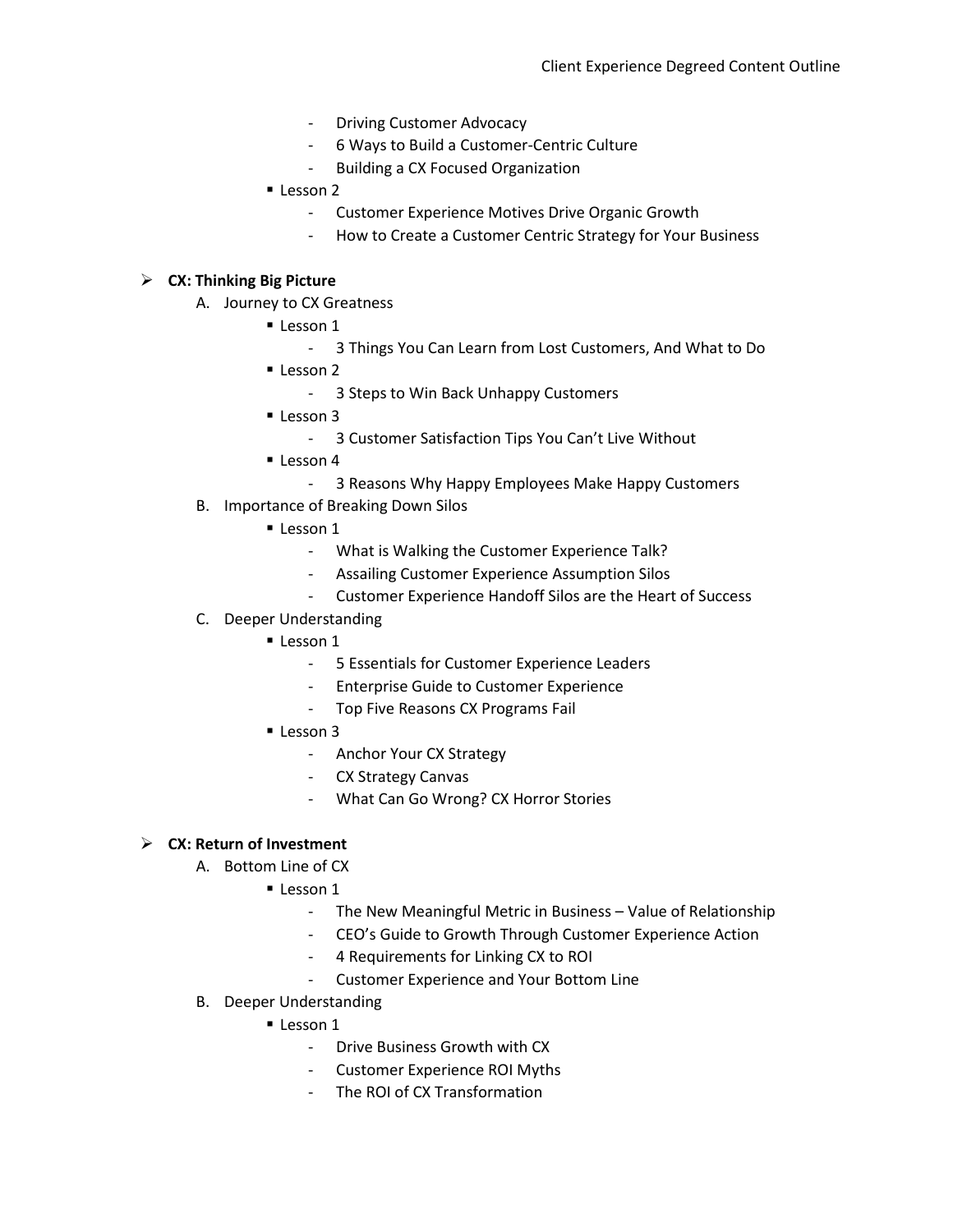- Driving Customer Advocacy
  - 6 Ways to Build a Customer-Centric Culture
  - Building a CX Focused Organization
- Lesson 2
  - Customer Experience Motives Drive Organic Growth
  - How to Create a Customer Centric Strategy for Your Business

## CX: Thinking Big Picture

A. Journey to CX Greatness
- Lesson 1
  - 3 Things You Can Learn from Lost Customers, And What to Do
- Lesson 2
  - 3 Steps to Win Back Unhappy Customers
- Lesson 3
  - 3 Customer Satisfaction Tips You Can't Live Without
- Lesson 4
  - 3 Reasons Why Happy Employees Make Happy Customers

B. Importance of Breaking Down Silos
- Lesson 1
  - What is Walking the Customer Experience Talk?
  - Assailing Customer Experience Assumption Silos
  - Customer Experience Handoff Silos are the Heart of Success

C. Deeper Understanding
- Lesson 1
  - 5 Essentials for Customer Experience Leaders
  - Enterprise Guide to Customer Experience
  - Top Five Reasons CX Programs Fail
- Lesson 3
  - Anchor Your CX Strategy
  - CX Strategy Canvas
  - What Can Go Wrong? CX Horror Stories

## CX: Return of Investment

A. Bottom Line of CX
- Lesson 1
  - The New Meaningful Metric in Business – Value of Relationship
  - CEO's Guide to Growth Through Customer Experience Action
  - 4 Requirements for Linking CX to ROI
  - Customer Experience and Your Bottom Line

B. Deeper Understanding
- Lesson 1
  - Drive Business Growth with CX
  - Customer Experience ROI Myths
  - The ROI of CX Transformation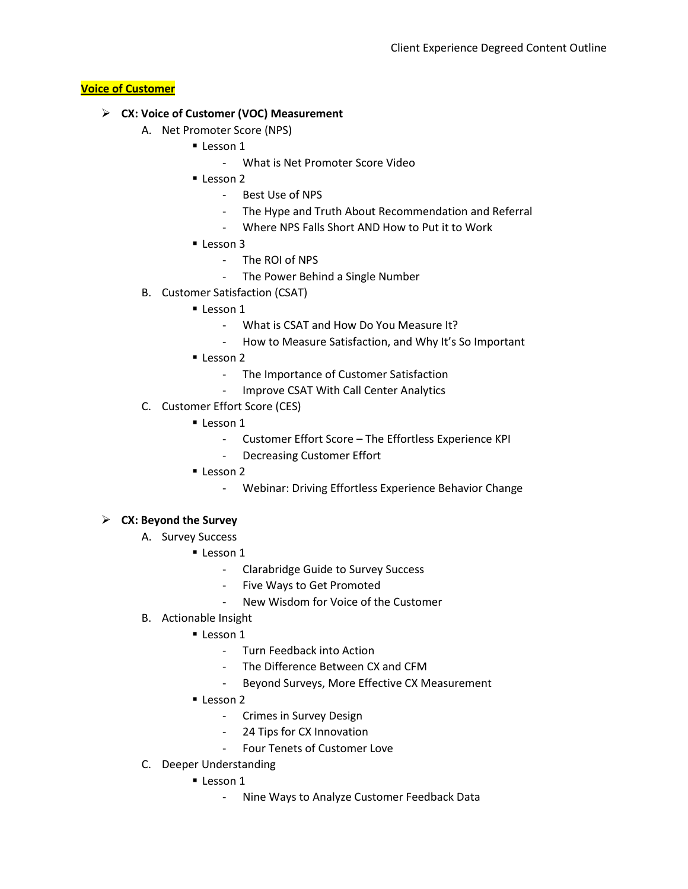**Voice of Customer**

- **CX: Voice of Customer (VOC) Measurement**
  - A. Net Promoter Score (NPS)
    - Lesson 1
      - What is Net Promoter Score Video
    - Lesson 2
      - Best Use of NPS
      - The Hype and Truth About Recommendation and Referral
      - Where NPS Falls Short AND How to Put it to Work
    - Lesson 3
      - The ROI of NPS
      - The Power Behind a Single Number
  - B. Customer Satisfaction (CSAT)
    - Lesson 1
      - What is CSAT and How Do You Measure It?
      - How to Measure Satisfaction, and Why It's So Important
    - Lesson 2
      - The Importance of Customer Satisfaction
      - Improve CSAT With Call Center Analytics
  - C. Customer Effort Score (CES)
    - Lesson 1
      - Customer Effort Score – The Effortless Experience KPI
      - Decreasing Customer Effort
    - Lesson 2
      - Webinar: Driving Effortless Experience Behavior Change

- **CX: Beyond the Survey**
  - A. Survey Success
    - Lesson 1
      - Clarabridge Guide to Survey Success
      - Five Ways to Get Promoted
      - New Wisdom for Voice of the Customer
  - B. Actionable Insight
    - Lesson 1
      - Turn Feedback into Action
      - The Difference Between CX and CFM
      - Beyond Surveys, More Effective CX Measurement
    - Lesson 2
      - Crimes in Survey Design
      - 24 Tips for CX Innovation
      - Four Tenets of Customer Love
  - C. Deeper Understanding
    - Lesson 1
      - Nine Ways to Analyze Customer Feedback Data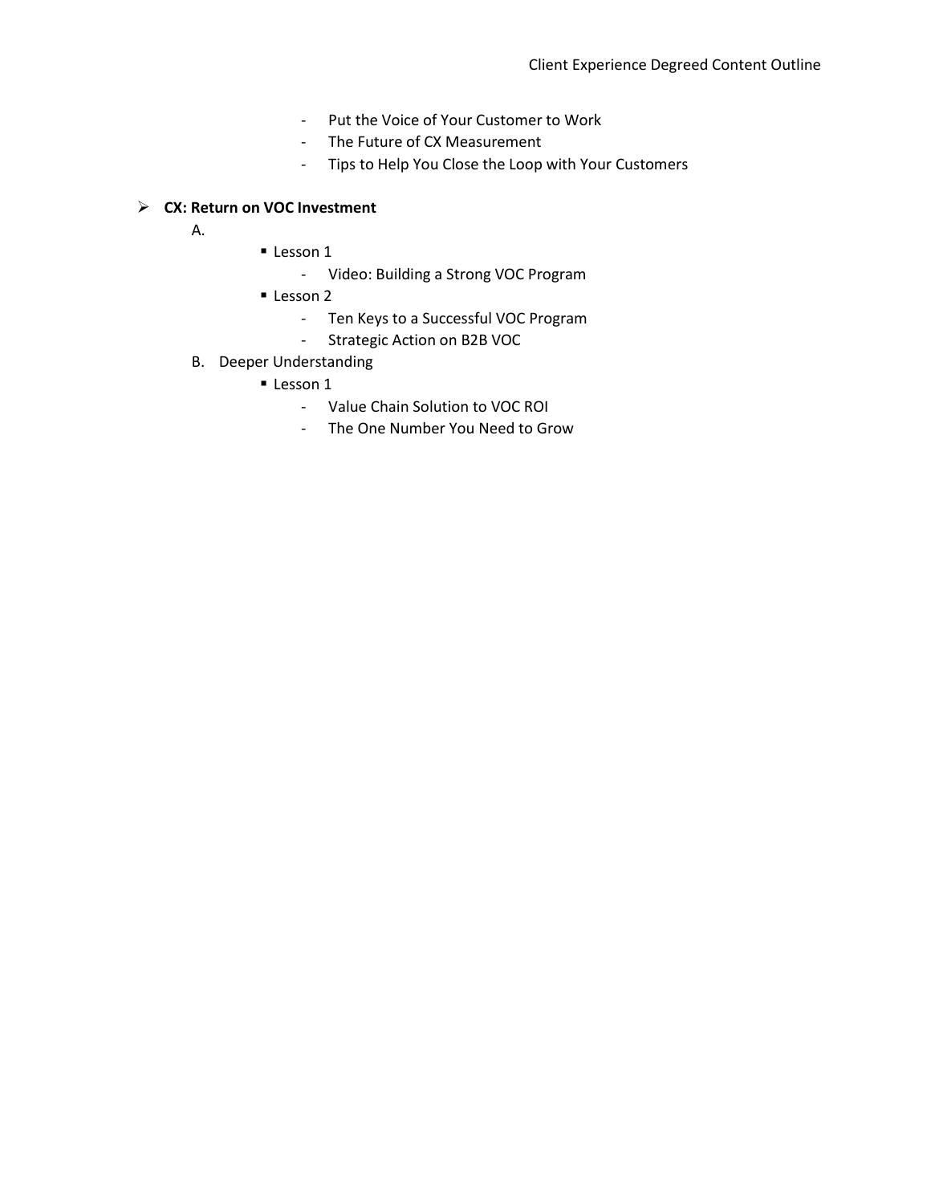- Put the Voice of Your Customer to Work
- The Future of CX Measurement
- Tips to Help You Close the Loop with Your Customers

- **CX: Return on VOC Investment**

  A.
  - Lesson 1
    - Video: Building a Strong VOC Program
  - Lesson 2
    - Ten Keys to a Successful VOC Program
    - Strategic Action on B2B VOC

  B. Deeper Understanding
  - Lesson 1
    - Value Chain Solution to VOC ROI
    - The One Number You Need to Grow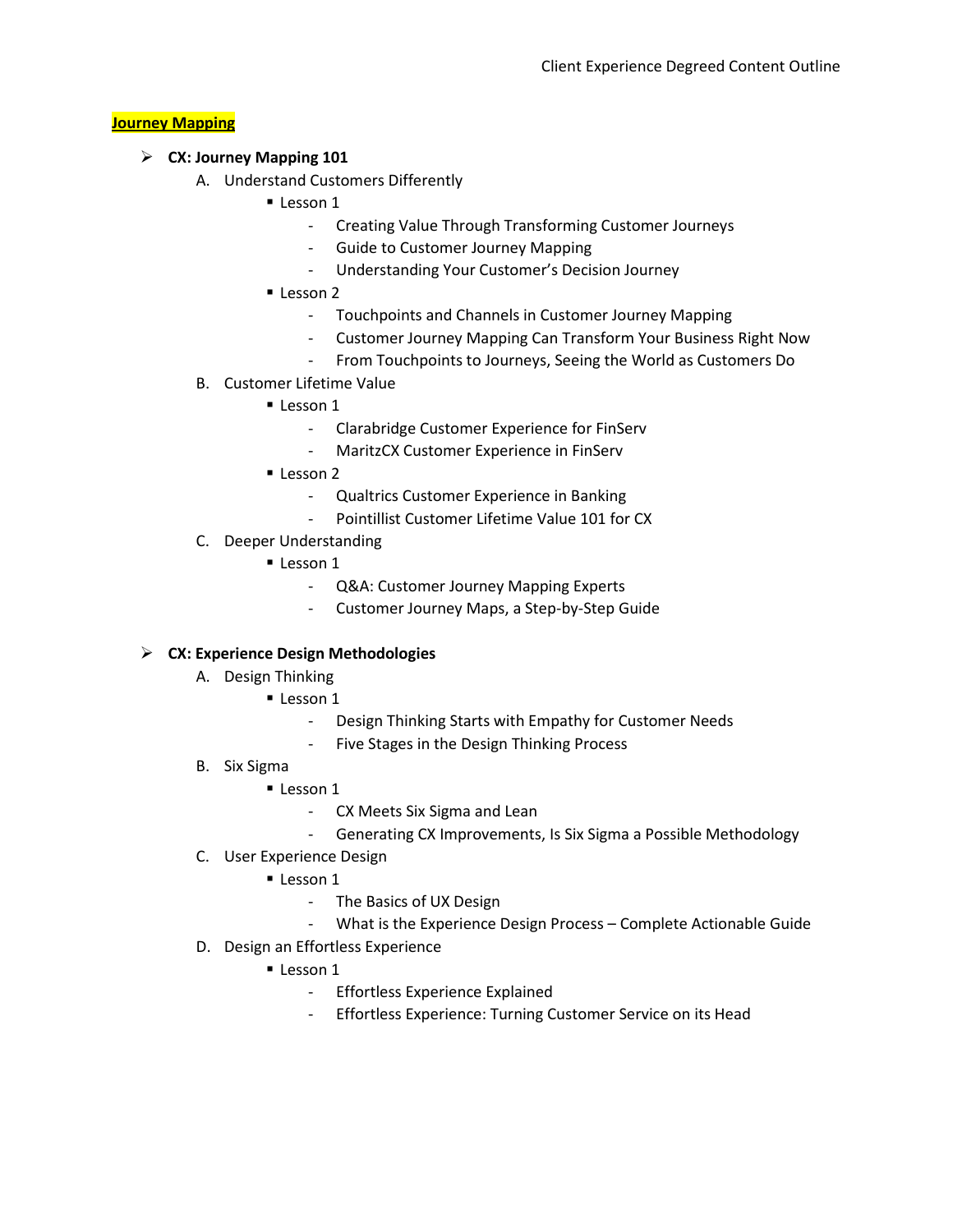## Journey Mapping

- **CX: Journey Mapping 101**
  - A. Understand Customers Differently
    - Lesson 1
      - Creating Value Through Transforming Customer Journeys
      - Guide to Customer Journey Mapping
      - Understanding Your Customer's Decision Journey
    - Lesson 2
      - Touchpoints and Channels in Customer Journey Mapping
      - Customer Journey Mapping Can Transform Your Business Right Now
      - From Touchpoints to Journeys, Seeing the World as Customers Do
  - B. Customer Lifetime Value
    - Lesson 1
      - Clarabridge Customer Experience for FinServ
      - MaritzCX Customer Experience in FinServ
    - Lesson 2
      - Qualtrics Customer Experience in Banking
      - Pointillist Customer Lifetime Value 101 for CX
  - C. Deeper Understanding
    - Lesson 1
      - Q&A: Customer Journey Mapping Experts
      - Customer Journey Maps, a Step-by-Step Guide

- **CX: Experience Design Methodologies**
  - A. Design Thinking
    - Lesson 1
      - Design Thinking Starts with Empathy for Customer Needs
      - Five Stages in the Design Thinking Process
  - B. Six Sigma
    - Lesson 1
      - CX Meets Six Sigma and Lean
      - Generating CX Improvements, Is Six Sigma a Possible Methodology
  - C. User Experience Design
    - Lesson 1
      - The Basics of UX Design
      - What is the Experience Design Process – Complete Actionable Guide
  - D. Design an Effortless Experience
    - Lesson 1
      - Effortless Experience Explained
      - Effortless Experience: Turning Customer Service on its Head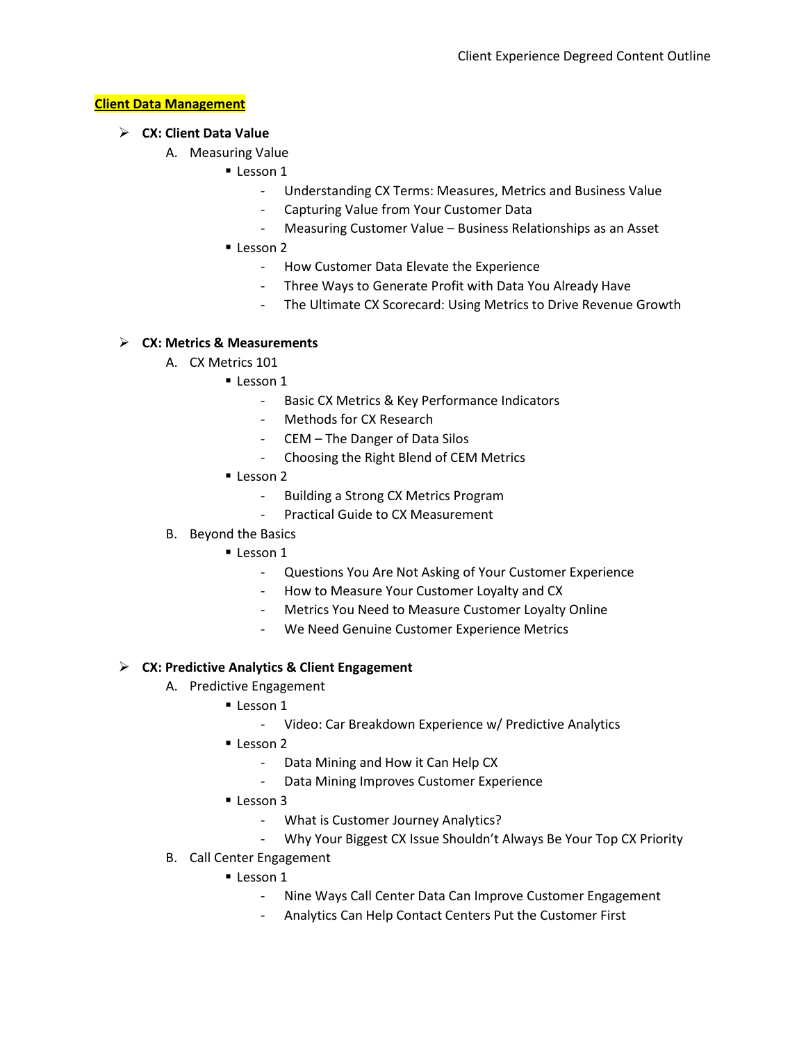## Client Data Management

- **CX: Client Data Value**
  - A. Measuring Value
    - Lesson 1
      - Understanding CX Terms: Measures, Metrics and Business Value
      - Capturing Value from Your Customer Data
      - Measuring Customer Value – Business Relationships as an Asset
    - Lesson 2
      - How Customer Data Elevate the Experience
      - Three Ways to Generate Profit with Data You Already Have
      - The Ultimate CX Scorecard: Using Metrics to Drive Revenue Growth

- **CX: Metrics & Measurements**
  - A. CX Metrics 101
    - Lesson 1
      - Basic CX Metrics & Key Performance Indicators
      - Methods for CX Research
      - CEM – The Danger of Data Silos
      - Choosing the Right Blend of CEM Metrics
    - Lesson 2
      - Building a Strong CX Metrics Program
      - Practical Guide to CX Measurement
  - B. Beyond the Basics
    - Lesson 1
      - Questions You Are Not Asking of Your Customer Experience
      - How to Measure Your Customer Loyalty and CX
      - Metrics You Need to Measure Customer Loyalty Online
      - We Need Genuine Customer Experience Metrics

- **CX: Predictive Analytics & Client Engagement**
  - A. Predictive Engagement
    - Lesson 1
      - Video: Car Breakdown Experience w/ Predictive Analytics
    - Lesson 2
      - Data Mining and How it Can Help CX
      - Data Mining Improves Customer Experience
    - Lesson 3
      - What is Customer Journey Analytics?
      - Why Your Biggest CX Issue Shouldn't Always Be Your Top CX Priority
  - B. Call Center Engagement
    - Lesson 1
      - Nine Ways Call Center Data Can Improve Customer Engagement
      - Analytics Can Help Contact Centers Put the Customer First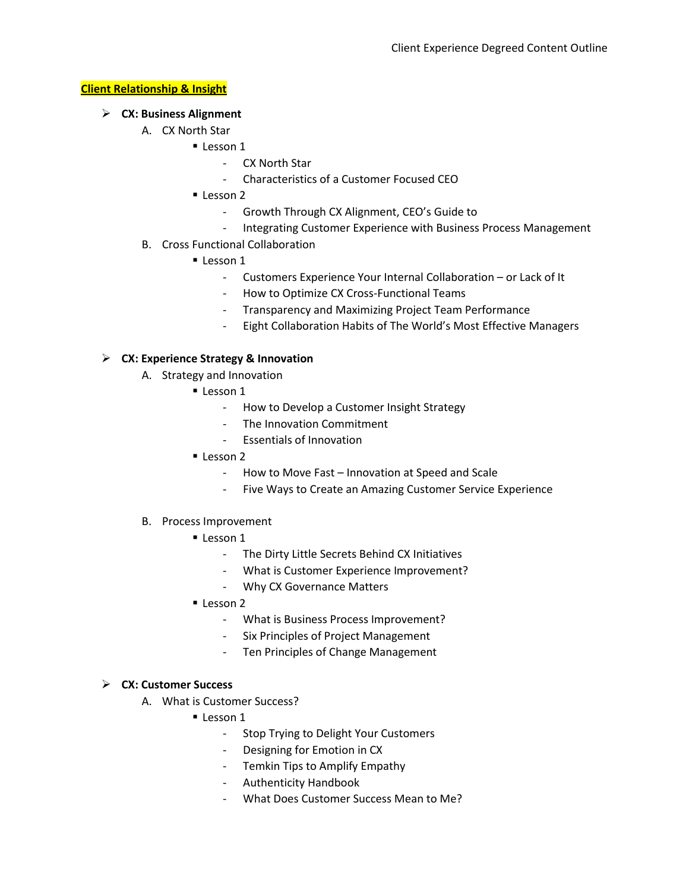## Client Relationship & Insight

- **CX: Business Alignment**
  - A. CX North Star
    - Lesson 1
      - CX North Star
      - Characteristics of a Customer Focused CEO
    - Lesson 2
      - Growth Through CX Alignment, CEO's Guide to
      - Integrating Customer Experience with Business Process Management
  - B. Cross Functional Collaboration
    - Lesson 1
      - Customers Experience Your Internal Collaboration – or Lack of It
      - How to Optimize CX Cross-Functional Teams
      - Transparency and Maximizing Project Team Performance
      - Eight Collaboration Habits of The World's Most Effective Managers

- **CX: Experience Strategy & Innovation**
  - A. Strategy and Innovation
    - Lesson 1
      - How to Develop a Customer Insight Strategy
      - The Innovation Commitment
      - Essentials of Innovation
    - Lesson 2
      - How to Move Fast – Innovation at Speed and Scale
      - Five Ways to Create an Amazing Customer Service Experience
  - B. Process Improvement
    - Lesson 1
      - The Dirty Little Secrets Behind CX Initiatives
      - What is Customer Experience Improvement?
      - Why CX Governance Matters
    - Lesson 2
      - What is Business Process Improvement?
      - Six Principles of Project Management
      - Ten Principles of Change Management

- **CX: Customer Success**
  - A. What is Customer Success?
    - Lesson 1
      - Stop Trying to Delight Your Customers
      - Designing for Emotion in CX
      - Temkin Tips to Amplify Empathy
      - Authenticity Handbook
      - What Does Customer Success Mean to Me?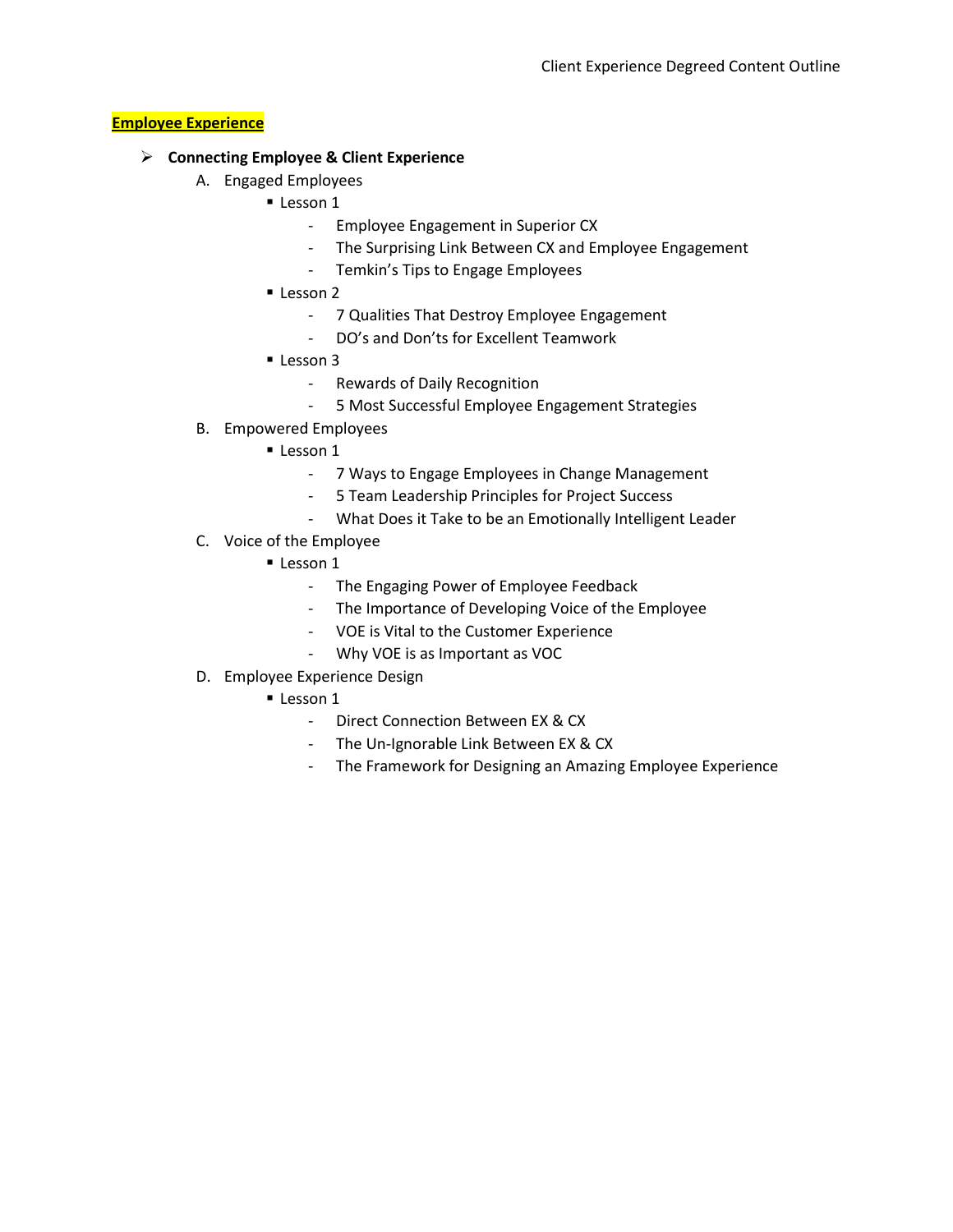**Employee Experience**

- **Connecting Employee & Client Experience**
  - A. Engaged Employees
    - Lesson 1
      - Employee Engagement in Superior CX
      - The Surprising Link Between CX and Employee Engagement
      - Temkin's Tips to Engage Employees
    - Lesson 2
      - 7 Qualities That Destroy Employee Engagement
      - DO's and Don'ts for Excellent Teamwork
    - Lesson 3
      - Rewards of Daily Recognition
      - 5 Most Successful Employee Engagement Strategies
  - B. Empowered Employees
    - Lesson 1
      - 7 Ways to Engage Employees in Change Management
      - 5 Team Leadership Principles for Project Success
      - What Does it Take to be an Emotionally Intelligent Leader
  - C. Voice of the Employee
    - Lesson 1
      - The Engaging Power of Employee Feedback
      - The Importance of Developing Voice of the Employee
      - VOE is Vital to the Customer Experience
      - Why VOE is as Important as VOC
  - D. Employee Experience Design
    - Lesson 1
      - Direct Connection Between EX & CX
      - The Un-Ignorable Link Between EX & CX
      - The Framework for Designing an Amazing Employee Experience